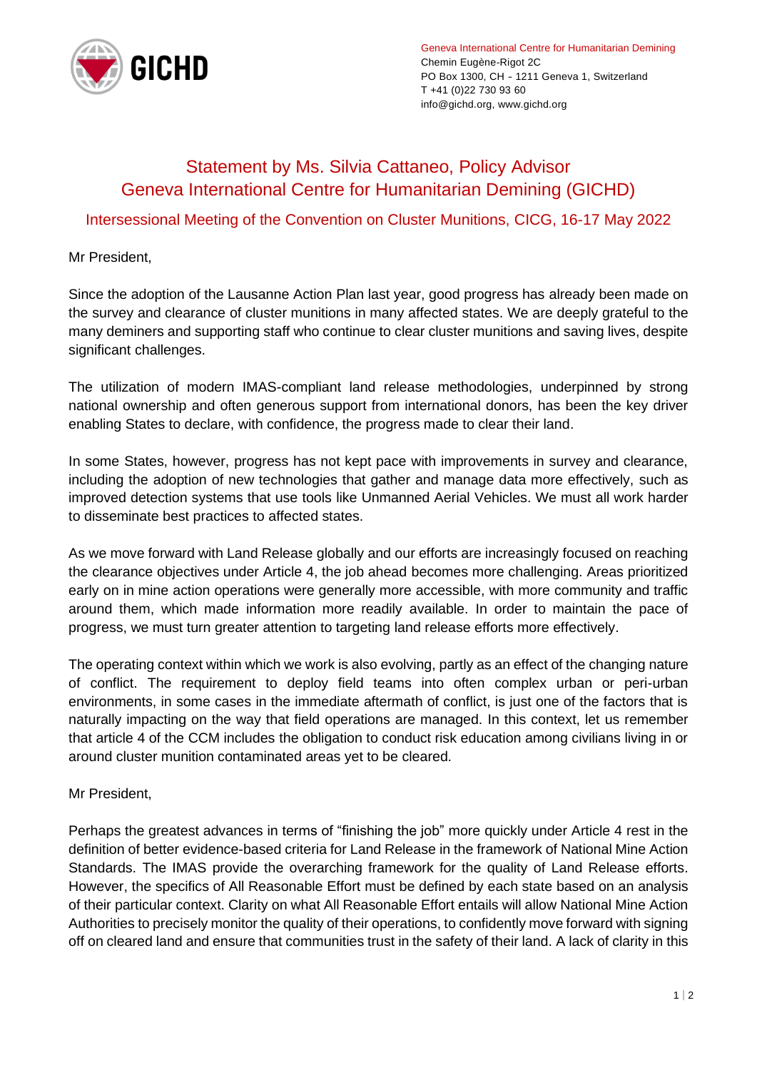GICHD

Geneva International Centre for Humanitarian Demining
Chemin Eugène-Rigot 2C
PO Box 1300, CH - 1211 Geneva 1, Switzerland
T +41 (0)22 730 93 60
info@gichd.org, www.gichd.org

# Statement by Ms. Silvia Cattaneo, Policy Advisor
# Geneva International Centre for Humanitarian Demining (GICHD)

## Intersessional Meeting of the Convention on Cluster Munitions, CICG, 16-17 May 2022

Mr President,

Since the adoption of the Lausanne Action Plan last year, good progress has already been made on the survey and clearance of cluster munitions in many affected states. We are deeply grateful to the many deminers and supporting staff who continue to clear cluster munitions and saving lives, despite significant challenges.

The utilization of modern IMAS-compliant land release methodologies, underpinned by strong national ownership and often generous support from international donors, has been the key driver enabling States to declare, with confidence, the progress made to clear their land.

In some States, however, progress has not kept pace with improvements in survey and clearance, including the adoption of new technologies that gather and manage data more effectively, such as improved detection systems that use tools like Unmanned Aerial Vehicles. We must all work harder to disseminate best practices to affected states.

As we move forward with Land Release globally and our efforts are increasingly focused on reaching the clearance objectives under Article 4, the job ahead becomes more challenging. Areas prioritized early on in mine action operations were generally more accessible, with more community and traffic around them, which made information more readily available. In order to maintain the pace of progress, we must turn greater attention to targeting land release efforts more effectively.

The operating context within which we work is also evolving, partly as an effect of the changing nature of conflict. The requirement to deploy field teams into often complex urban or peri-urban environments, in some cases in the immediate aftermath of conflict, is just one of the factors that is naturally impacting on the way that field operations are managed. In this context, let us remember that article 4 of the CCM includes the obligation to conduct risk education among civilians living in or around cluster munition contaminated areas yet to be cleared.

Mr President,

Perhaps the greatest advances in terms of "finishing the job" more quickly under Article 4 rest in the definition of better evidence-based criteria for Land Release in the framework of National Mine Action Standards. The IMAS provide the overarching framework for the quality of Land Release efforts. However, the specifics of All Reasonable Effort must be defined by each state based on an analysis of their particular context. Clarity on what All Reasonable Effort entails will allow National Mine Action Authorities to precisely monitor the quality of their operations, to confidently move forward with signing off on cleared land and ensure that communities trust in the safety of their land. A lack of clarity in this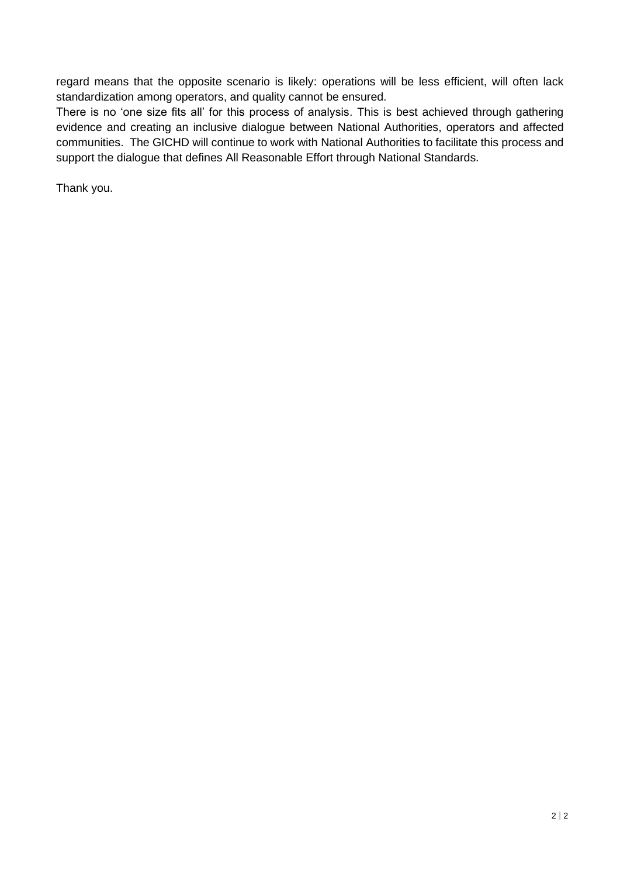regard means that the opposite scenario is likely: operations will be less efficient, will often lack standardization among operators, and quality cannot be ensured.

There is no 'one size fits all' for this process of analysis. This is best achieved through gathering evidence and creating an inclusive dialogue between National Authorities, operators and affected communities. The GICHD will continue to work with National Authorities to facilitate this process and support the dialogue that defines All Reasonable Effort through National Standards.

Thank you.